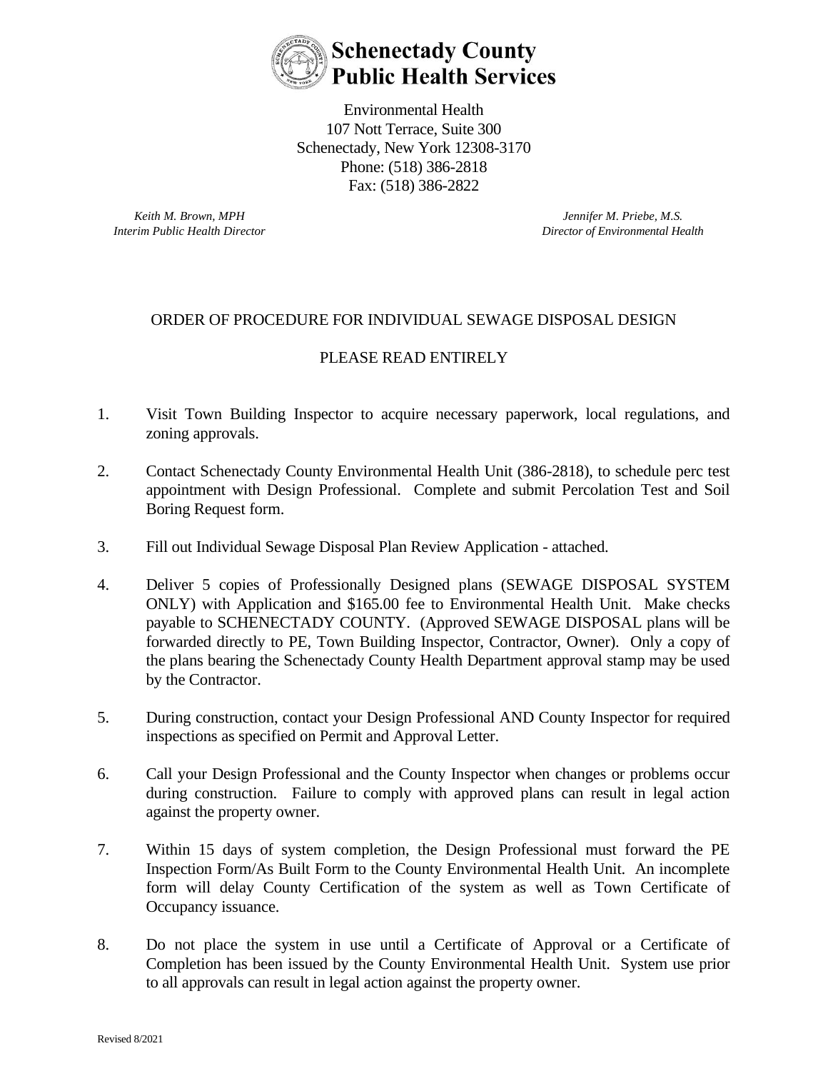# Schenectady County Public Health Services

Environmental Health
107 Nott Terrace, Suite 300
Schenectady, New York 12308-3170
Phone: (518) 386-2818
Fax: (518) 386-2822

*Keith M. Brown, MPH*
*Interim Public Health Director*

*Jennifer M. Priebe, M.S.*
*Director of Environmental Health*

## ORDER OF PROCEDURE FOR INDIVIDUAL SEWAGE DISPOSAL DESIGN

PLEASE READ ENTIRELY

1. Visit Town Building Inspector to acquire necessary paperwork, local regulations, and zoning approvals.

2. Contact Schenectady County Environmental Health Unit (386-2818), to schedule perc test appointment with Design Professional. Complete and submit Percolation Test and Soil Boring Request form.

3. Fill out Individual Sewage Disposal Plan Review Application - attached.

4. Deliver 5 copies of Professionally Designed plans (SEWAGE DISPOSAL SYSTEM ONLY) with Application and $165.00 fee to Environmental Health Unit. Make checks payable to SCHENECTADY COUNTY. (Approved SEWAGE DISPOSAL plans will be forwarded directly to PE, Town Building Inspector, Contractor, Owner). Only a copy of the plans bearing the Schenectady County Health Department approval stamp may be used by the Contractor.

5. During construction, contact your Design Professional AND County Inspector for required inspections as specified on Permit and Approval Letter.

6. Call your Design Professional and the County Inspector when changes or problems occur during construction. Failure to comply with approved plans can result in legal action against the property owner.

7. Within 15 days of system completion, the Design Professional must forward the PE Inspection Form/As Built Form to the County Environmental Health Unit. An incomplete form will delay County Certification of the system as well as Town Certificate of Occupancy issuance.

8. Do not place the system in use until a Certificate of Approval or a Certificate of Completion has been issued by the County Environmental Health Unit. System use prior to all approvals can result in legal action against the property owner.

Revised 8/2021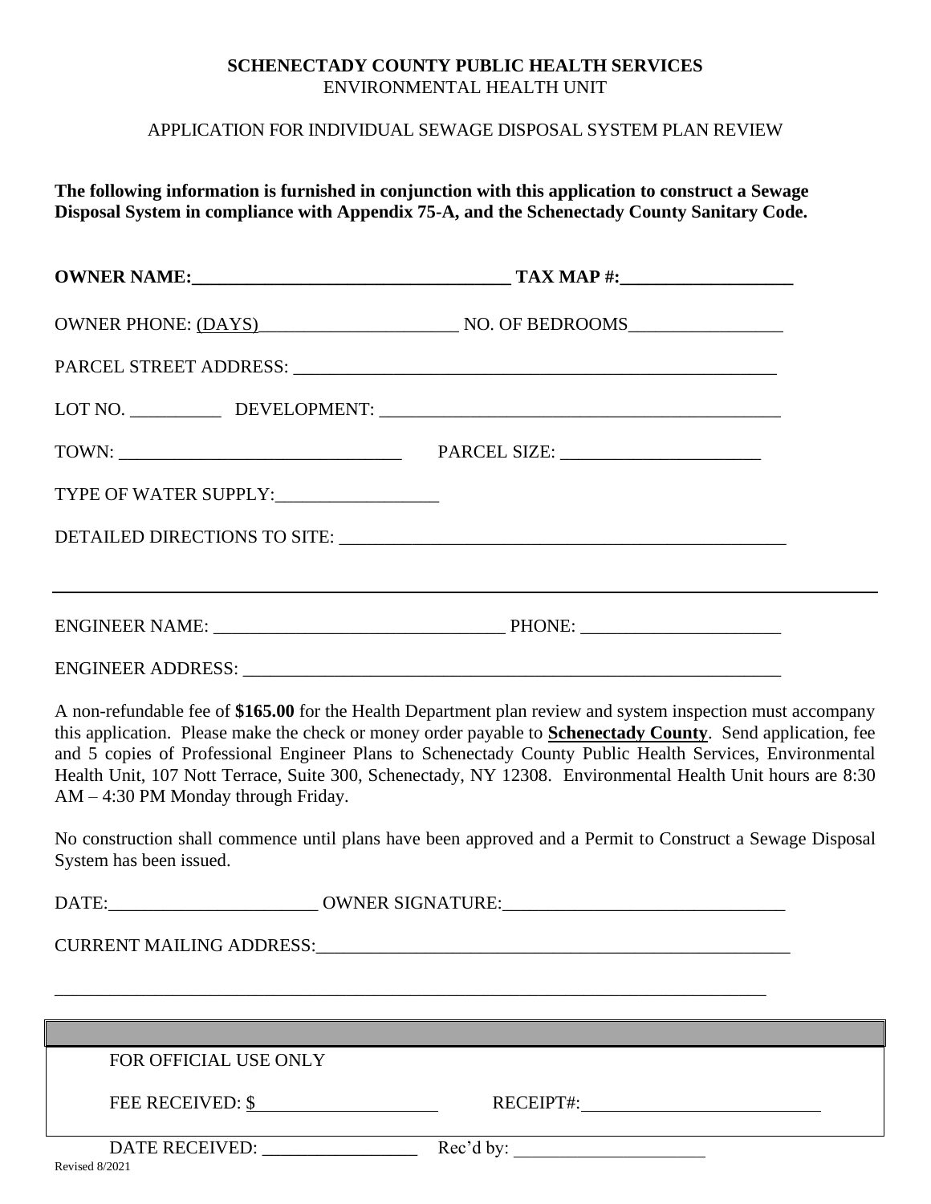**SCHENECTADY COUNTY PUBLIC HEALTH SERVICES**
ENVIRONMENTAL HEALTH UNIT

APPLICATION FOR INDIVIDUAL SEWAGE DISPOSAL SYSTEM PLAN REVIEW

**The following information is furnished in conjunction with this application to construct a Sewage Disposal System in compliance with Appendix 75-A, and the Schenectady County Sanitary Code.**

**OWNER NAME:**___________________________________ **TAX MAP #:**___________________

OWNER PHONE: (DAYS)______________________ NO. OF BEDROOMS_________________

PARCEL STREET ADDRESS: _______________________________________________________

LOT NO. __________ DEVELOPMENT: _____________________________________________

TOWN: _______________________________ PARCEL SIZE: ______________________

TYPE OF WATER SUPPLY:__________________

DETAILED DIRECTIONS TO SITE: __________________________________________________

---

ENGINEER NAME: ________________________________ PHONE: ______________________

ENGINEER ADDRESS: ____________________________________________________________

A non-refundable fee of **$165.00** for the Health Department plan review and system inspection must accompany this application. Please make the check or money order payable to **Schenectady County**. Send application, fee and 5 copies of Professional Engineer Plans to Schenectady County Public Health Services, Environmental Health Unit, 107 Nott Terrace, Suite 300, Schenectady, NY 12308. Environmental Health Unit hours are 8:30 AM – 4:30 PM Monday through Friday.

No construction shall commence until plans have been approved and a Permit to Construct a Sewage Disposal System has been issued.

DATE:_______________________ OWNER SIGNATURE:_______________________________

CURRENT MAILING ADDRESS:______________________________________________________

_______________________________________________________________________________

FOR OFFICIAL USE ONLY

FEE RECEIVED: $____________________ RECEIPT#:__________________________

DATE RECEIVED: _________________ Rec'd by: _____________________

Revised 8/2021